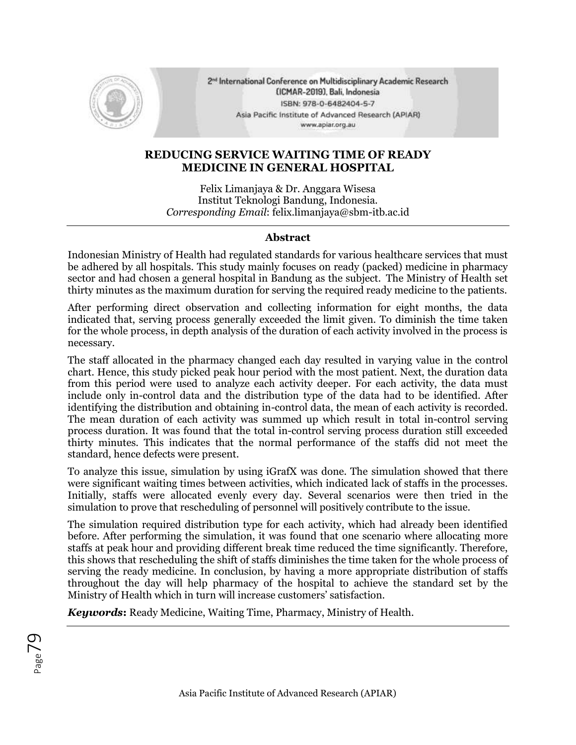# REDUCING SERVICE WAITING TIME OF READY MEDICINE IN GENERAL HOSPITAL

Felix Limanjaya & Dr. Anggara Wisesa
Institut Teknologi Bandung, Indonesia.
*Corresponding Email*: felix.limanjaya@sbm-itb.ac.id

## Abstract

Indonesian Ministry of Health had regulated standards for various healthcare services that must be adhered by all hospitals. This study mainly focuses on ready (packed) medicine in pharmacy sector and had chosen a general hospital in Bandung as the subject. The Ministry of Health set thirty minutes as the maximum duration for serving the required ready medicine to the patients.

After performing direct observation and collecting information for eight months, the data indicated that, serving process generally exceeded the limit given. To diminish the time taken for the whole process, in depth analysis of the duration of each activity involved in the process is necessary.

The staff allocated in the pharmacy changed each day resulted in varying value in the control chart. Hence, this study picked peak hour period with the most patient. Next, the duration data from this period were used to analyze each activity deeper. For each activity, the data must include only in-control data and the distribution type of the data had to be identified. After identifying the distribution and obtaining in-control data, the mean of each activity is recorded. The mean duration of each activity was summed up which result in total in-control serving process duration. It was found that the total in-control serving process duration still exceeded thirty minutes. This indicates that the normal performance of the staffs did not meet the standard, hence defects were present.

To analyze this issue, simulation by using iGrafX was done. The simulation showed that there were significant waiting times between activities, which indicated lack of staffs in the processes. Initially, staffs were allocated evenly every day. Several scenarios were then tried in the simulation to prove that rescheduling of personnel will positively contribute to the issue.

The simulation required distribution type for each activity, which had already been identified before. After performing the simulation, it was found that one scenario where allocating more staffs at peak hour and providing different break time reduced the time significantly. Therefore, this shows that rescheduling the shift of staffs diminishes the time taken for the whole process of serving the ready medicine. In conclusion, by having a more appropriate distribution of staffs throughout the day will help pharmacy of the hospital to achieve the standard set by the Ministry of Health which in turn will increase customers' satisfaction.

***Keywords*:** Ready Medicine, Waiting Time, Pharmacy, Ministry of Health.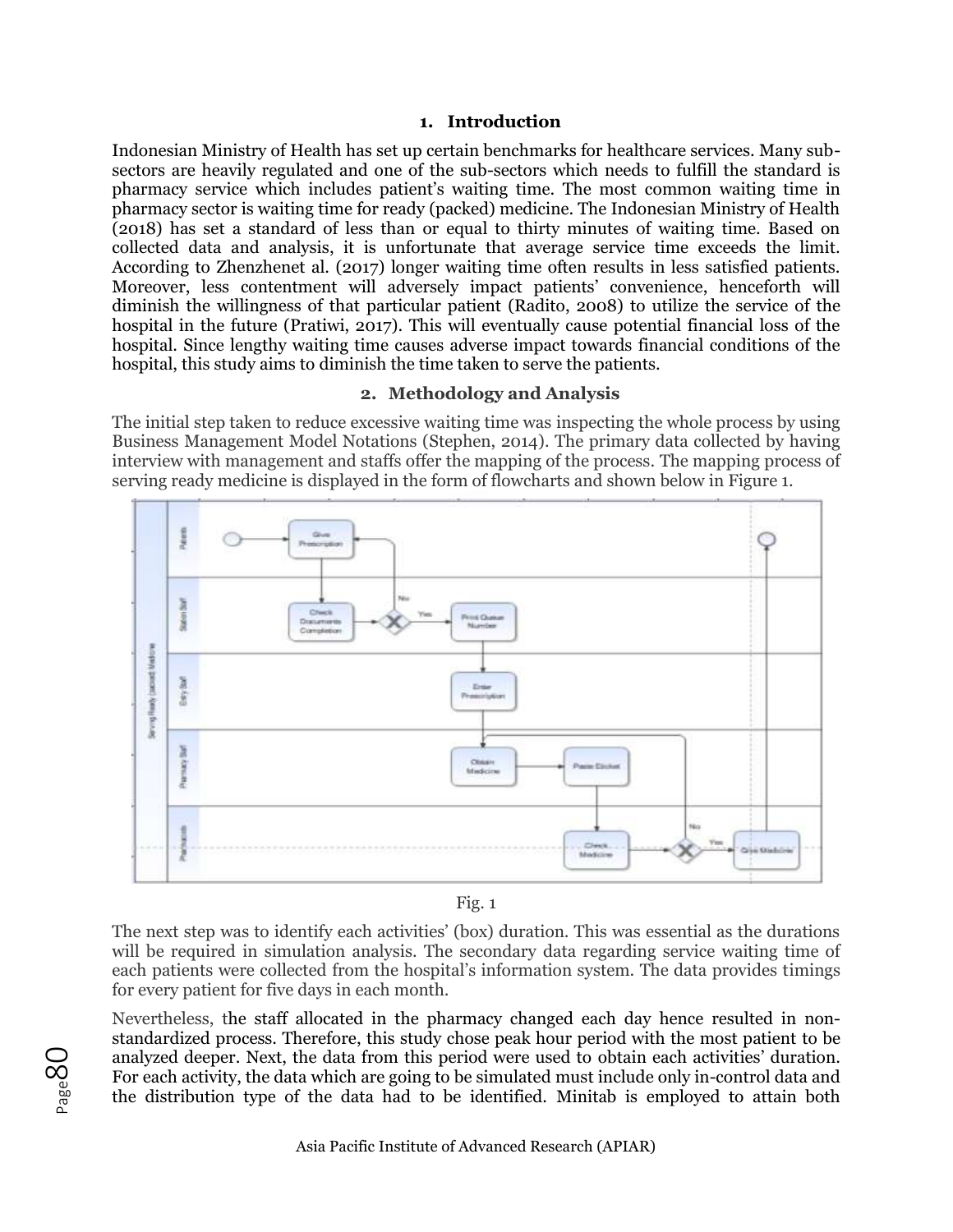## 1. Introduction

Indonesian Ministry of Health has set up certain benchmarks for healthcare services. Many sub-sectors are heavily regulated and one of the sub-sectors which needs to fulfill the standard is pharmacy service which includes patient's waiting time. The most common waiting time in pharmacy sector is waiting time for ready (packed) medicine. The Indonesian Ministry of Health (2018) has set a standard of less than or equal to thirty minutes of waiting time. Based on collected data and analysis, it is unfortunate that average service time exceeds the limit. According to Zhenzhenet al. (2017) longer waiting time often results in less satisfied patients. Moreover, less contentment will adversely impact patients' convenience, henceforth will diminish the willingness of that particular patient (Radito, 2008) to utilize the service of the hospital in the future (Pratiwi, 2017). This will eventually cause potential financial loss of the hospital. Since lengthy waiting time causes adverse impact towards financial conditions of the hospital, this study aims to diminish the time taken to serve the patients.

## 2. Methodology and Analysis

The initial step taken to reduce excessive waiting time was inspecting the whole process by using Business Management Model Notations (Stephen, 2014). The primary data collected by having interview with management and staffs offer the mapping of the process. The mapping process of serving ready medicine is displayed in the form of flowcharts and shown below in Figure 1.

Fig. 1

The next step was to identify each activities' (box) duration. This was essential as the durations will be required in simulation analysis. The secondary data regarding service waiting time of each patients were collected from the hospital's information system. The data provides timings for every patient for five days in each month.

Nevertheless, the staff allocated in the pharmacy changed each day hence resulted in non-standardized process. Therefore, this study chose peak hour period with the most patient to be analyzed deeper. Next, the data from this period were used to obtain each activities' duration. For each activity, the data which are going to be simulated must include only in-control data and the distribution type of the data had to be identified. Minitab is employed to attain both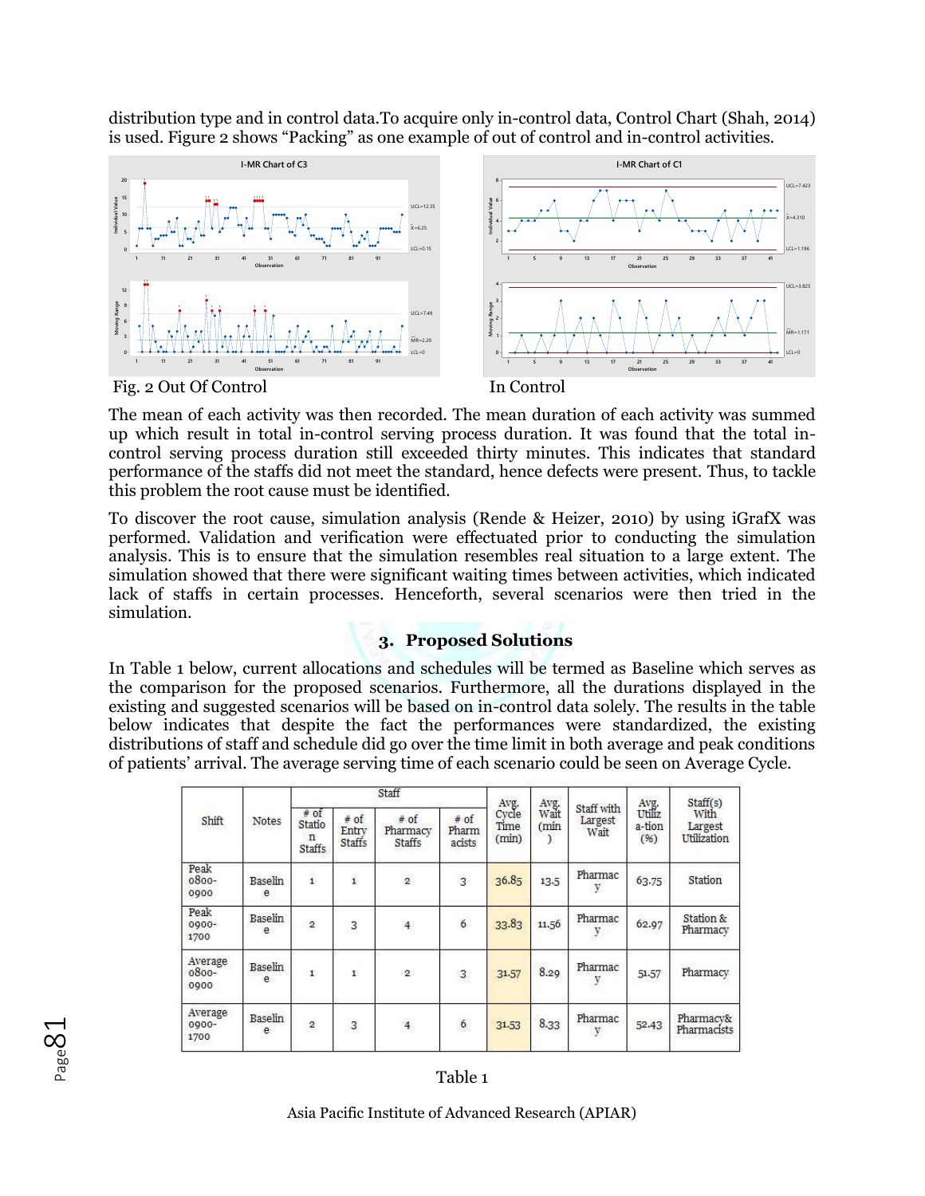distribution type and in control data.To acquire only in-control data, Control Chart (Shah, 2014) is used. Figure 2 shows "Packing" as one example of out of control and in-control activities.

Fig. 2 Out Of Control In Control

The mean of each activity was then recorded. The mean duration of each activity was summed up which result in total in-control serving process duration. It was found that the total in-control serving process duration still exceeded thirty minutes. This indicates that standard performance of the staffs did not meet the standard, hence defects were present. Thus, to tackle this problem the root cause must be identified.

To discover the root cause, simulation analysis (Rende & Heizer, 2010) by using iGrafX was performed. Validation and verification were effectuated prior to conducting the simulation analysis. This is to ensure that the simulation resembles real situation to a large extent. The simulation showed that there were significant waiting times between activities, which indicated lack of staffs in certain processes. Henceforth, several scenarios were then tried in the simulation.

## 3. Proposed Solutions

In Table 1 below, current allocations and schedules will be termed as Baseline which serves as the comparison for the proposed scenarios. Furthermore, all the durations displayed in the existing and suggested scenarios will be based on in-control data solely. The results in the table below indicates that despite the fact the performances were standardized, the existing distributions of staff and schedule did go over the time limit in both average and peak conditions of patients' arrival. The average serving time of each scenario could be seen on Average Cycle.

| Shift | Notes | Staff | | | | Avg. Cycle Time (min) | Avg. Wait (min) | Staff with Largest Wait | Avg. Utiliza-tion (%) | Staff(s) With Largest Utilization |
|---|---|---|---|---|---|---|---|---|---|---|
| | | # of Station Staffs | # of Entry Staffs | # of Pharmacy Staffs | # of Pharmacists | | | | | |
| Peak 0800-0900 | Baseline | 1 | 1 | 2 | 3 | 36.85 | 13.5 | Pharmacy | 63.75 | Station |
| Peak 0900-1700 | Baseline | 2 | 3 | 4 | 6 | 33.83 | 11.56 | Pharmacy | 62.97 | Station & Pharmacy |
| Average 0800-0900 | Baseline | 1 | 1 | 2 | 3 | 31.57 | 8.29 | Pharmacy | 51.57 | Pharmacy |
| Average 0900-1700 | Baseline | 2 | 3 | 4 | 6 | 31.53 | 8.33 | Pharmacy | 52.43 | Pharmacy& Pharmacists |

Table 1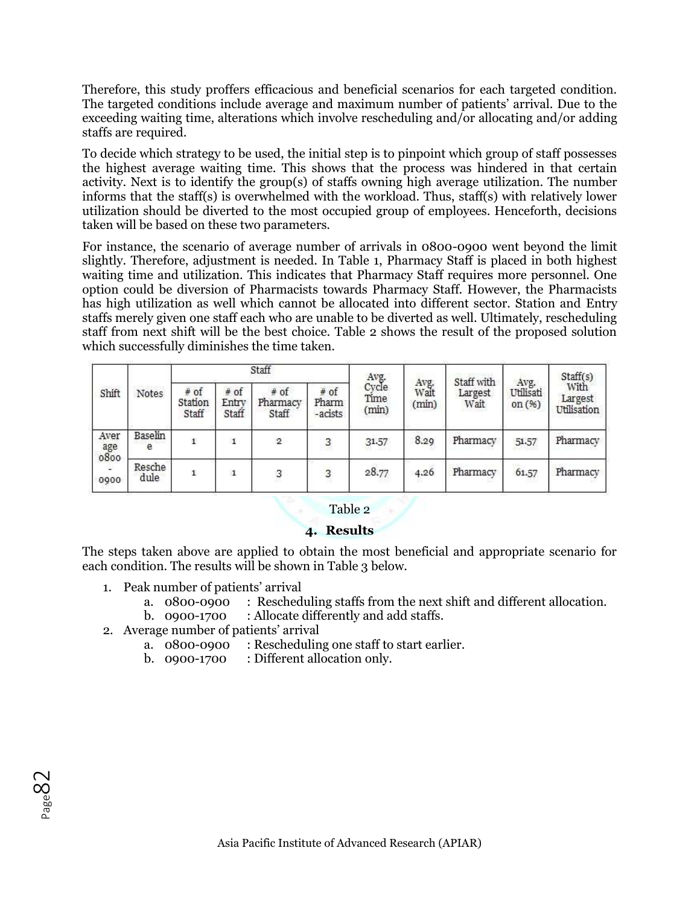Therefore, this study proffers efficacious and beneficial scenarios for each targeted condition. The targeted conditions include average and maximum number of patients' arrival. Due to the exceeding waiting time, alterations which involve rescheduling and/or allocating and/or adding staffs are required.

To decide which strategy to be used, the initial step is to pinpoint which group of staff possesses the highest average waiting time. This shows that the process was hindered in that certain activity. Next is to identify the group(s) of staffs owning high average utilization. The number informs that the staff(s) is overwhelmed with the workload. Thus, staff(s) with relatively lower utilization should be diverted to the most occupied group of employees. Henceforth, decisions taken will be based on these two parameters.

For instance, the scenario of average number of arrivals in 0800-0900 went beyond the limit slightly. Therefore, adjustment is needed. In Table 1, Pharmacy Staff is placed in both highest waiting time and utilization. This indicates that Pharmacy Staff requires more personnel. One option could be diversion of Pharmacists towards Pharmacy Staff. However, the Pharmacists has high utilization as well which cannot be allocated into different sector. Station and Entry staffs merely given one staff each who are unable to be diverted as well. Ultimately, rescheduling staff from next shift will be the best choice. Table 2 shows the result of the proposed solution which successfully diminishes the time taken.

| Shift | Notes | Staff | | | | Avg. Cycle Time (min) | Avg. Wait (min) | Staff with Largest Wait | Avg. Utilisation (%) | Staff(s) With Largest Utilisation |
|---|---|---|---|---|---|---|---|---|---|---|
| | | # of Station Staff | # of Entry Staff | # of Pharmacy Staff | # of Pharm-acists | | | | | |
| Average 0800 - 0900 | Baseline | 1 | 1 | 2 | 3 | 31.57 | 8.29 | Pharmacy | 51.57 | Pharmacy |
| | Reschedule | 1 | 1 | 3 | 3 | 28.77 | 4.26 | Pharmacy | 61.57 | Pharmacy |

Table 2

## 4. Results

The steps taken above are applied to obtain the most beneficial and appropriate scenario for each condition. The results will be shown in Table 3 below.

1. Peak number of patients' arrival
   a. 0800-0900 : Rescheduling staffs from the next shift and different allocation.
   b. 0900-1700 : Allocate differently and add staffs.
2. Average number of patients' arrival
   a. 0800-0900 : Rescheduling one staff to start earlier.
   b. 0900-1700 : Different allocation only.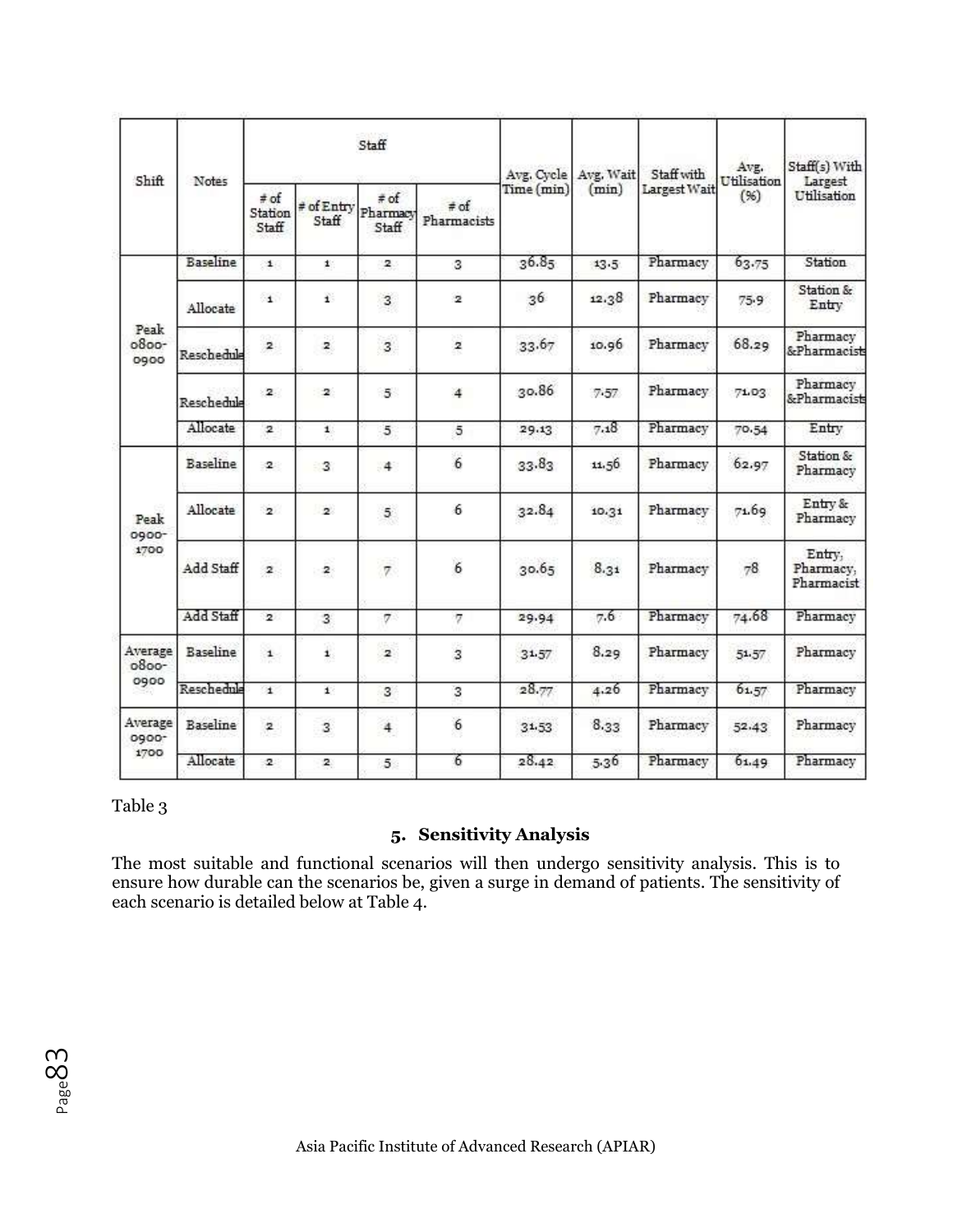| Shift | Notes | Staff | | | | Avg. Cycle Time (min) | Avg. Wait (min) | Staff with Largest Wait | Avg. Utilisation (%) | Staff(s) With Largest Utilisation |
|---|---|---|---|---|---|---|---|---|---|---|
| | | # of Station Staff | # of Entry Staff | # of Pharmacy Staff | # of Pharmacists | | | | | |
| Peak 0800-0900 | Baseline | 1 | 1 | 2 | 3 | 36.85 | 13.5 | Pharmacy | 63.75 | Station |
| | Allocate | 1 | 1 | 3 | 2 | 36 | 12.38 | Pharmacy | 75.9 | Station & Entry |
| | Reschedule | 2 | 2 | 3 | 2 | 33.67 | 10.96 | Pharmacy | 68.29 | Pharmacy &Pharmacists |
| | Reschedule | 2 | 2 | 5 | 4 | 30.86 | 7.57 | Pharmacy | 71.03 | Pharmacy &Pharmacists |
| | Allocate | 2 | 1 | 5 | 5 | 29.13 | 7.18 | Pharmacy | 70.54 | Entry |
| Peak 0900-1700 | Baseline | 2 | 3 | 4 | 6 | 33.83 | 11.56 | Pharmacy | 62.97 | Station & Pharmacy |
| | Allocate | 2 | 2 | 5 | 6 | 32.84 | 10.31 | Pharmacy | 71.69 | Entry & Pharmacy |
| | Add Staff | 2 | 2 | 7 | 6 | 30.65 | 8.31 | Pharmacy | 78 | Entry, Pharmacy, Pharmacist |
| | Add Staff | 2 | 3 | 7 | 7 | 29.94 | 7.6 | Pharmacy | 74.68 | Pharmacy |
| Average 0800-0900 | Baseline | 1 | 1 | 2 | 3 | 31.57 | 8.29 | Pharmacy | 51.57 | Pharmacy |
| | Reschedule | 1 | 1 | 3 | 3 | 28.77 | 4.26 | Pharmacy | 61.57 | Pharmacy |
| Average 0900-1700 | Baseline | 2 | 3 | 4 | 6 | 31.53 | 8.33 | Pharmacy | 52.43 | Pharmacy |
| | Allocate | 2 | 2 | 5 | 6 | 28.42 | 5.36 | Pharmacy | 61.49 | Pharmacy |

Table 3

## 5. Sensitivity Analysis

The most suitable and functional scenarios will then undergo sensitivity analysis. This is to ensure how durable can the scenarios be, given a surge in demand of patients. The sensitivity of each scenario is detailed below at Table 4.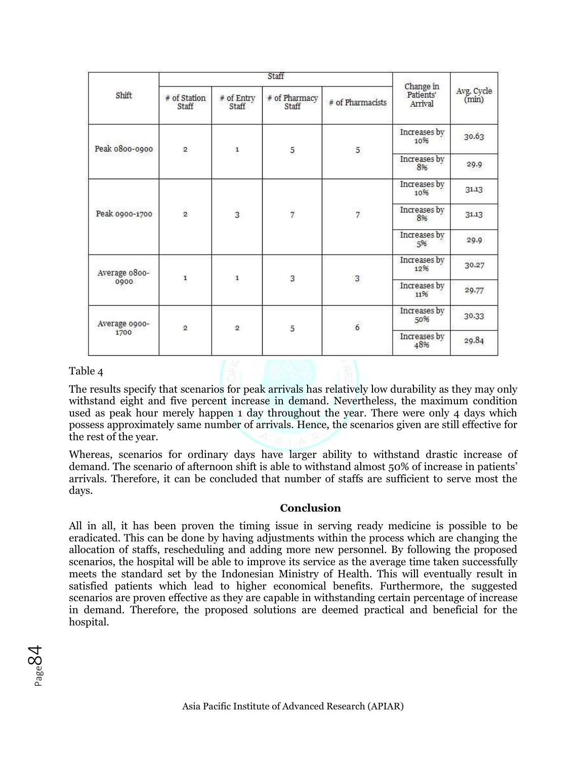| Shift | Staff | | | | Change in Patients' Arrival | Avg. Cycle (min) |
|---|---|---|---|---|---|---|
| | # of Station Staff | # of Entry Staff | # of Pharmacy Staff | # of Pharmacists | | |
| Peak 0800-0900 | 2 | 1 | 5 | 5 | Increases by 10% | 30.63 |
| | | | | | Increases by 8% | 29.9 |
| Peak 0900-1700 | 2 | 3 | 7 | 7 | Increases by 10% | 31.13 |
| | | | | | Increases by 8% | 31.13 |
| | | | | | Increases by 5% | 29.9 |
| Average 0800-0900 | 1 | 1 | 3 | 3 | Increases by 12% | 30.27 |
| | | | | | Increases by 11% | 29.77 |
| Average 0900-1700 | 2 | 2 | 5 | 6 | Increases by 50% | 30.33 |
| | | | | | Increases by 48% | 29.84 |

Table 4

The results specify that scenarios for peak arrivals has relatively low durability as they may only withstand eight and five percent increase in demand. Nevertheless, the maximum condition used as peak hour merely happen 1 day throughout the year. There were only 4 days which possess approximately same number of arrivals. Hence, the scenarios given are still effective for the rest of the year.

Whereas, scenarios for ordinary days have larger ability to withstand drastic increase of demand. The scenario of afternoon shift is able to withstand almost 50% of increase in patients' arrivals. Therefore, it can be concluded that number of staffs are sufficient to serve most the days.

## Conclusion

All in all, it has been proven the timing issue in serving ready medicine is possible to be eradicated. This can be done by having adjustments within the process which are changing the allocation of staffs, rescheduling and adding more new personnel. By following the proposed scenarios, the hospital will be able to improve its service as the average time taken successfully meets the standard set by the Indonesian Ministry of Health. This will eventually result in satisfied patients which lead to higher economical benefits. Furthermore, the suggested scenarios are proven effective as they are capable in withstanding certain percentage of increase in demand. Therefore, the proposed solutions are deemed practical and beneficial for the hospital.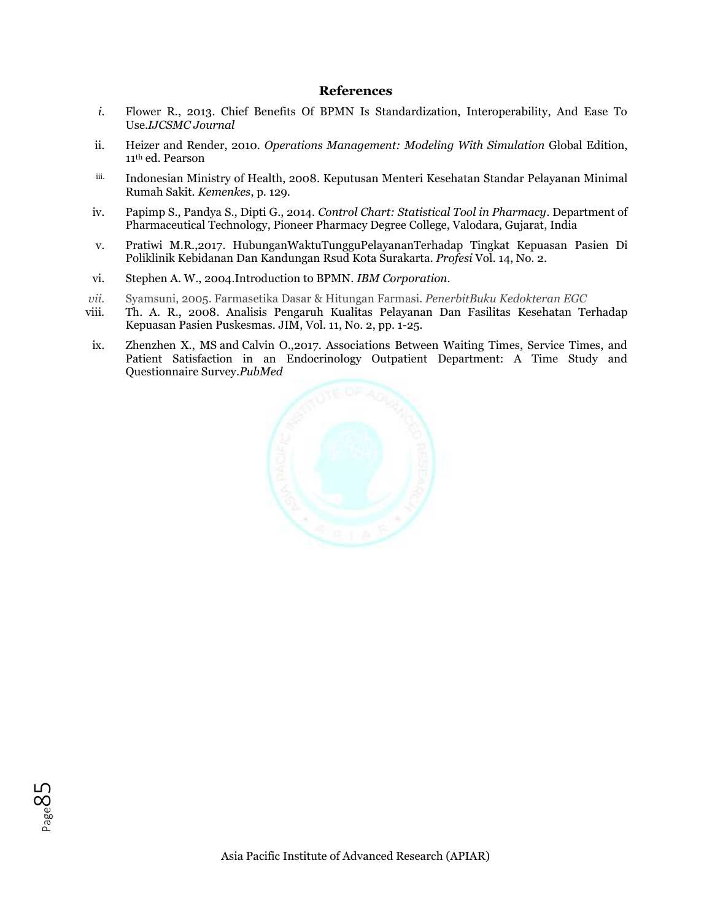### References

i. Flower R., 2013. Chief Benefits Of BPMN Is Standardization, Interoperability, And Ease To Use.*IJCSMC Journal*

ii. Heizer and Render, 2010. *Operations Management: Modeling With Simulation* Global Edition, 11th ed. Pearson

iii. Indonesian Ministry of Health, 2008. Keputusan Menteri Kesehatan Standar Pelayanan Minimal Rumah Sakit. *Kemenkes*, p. 129.

iv. Papimp S., Pandya S., Dipti G., 2014. *Control Chart: Statistical Tool in Pharmacy*. Department of Pharmaceutical Technology, Pioneer Pharmacy Degree College, Valodara, Gujarat, India

v. Pratiwi M.R.,2017. HubunganWaktuTungguPelayananTerhadap Tingkat Kepuasan Pasien Di Poliklinik Kebidanan Dan Kandungan Rsud Kota Surakarta. *Profesi* Vol. 14, No. 2.

vi. Stephen A. W., 2004.Introduction to BPMN. *IBM Corporation.*

vii. Syamsuni, 2005. Farmasetika Dasar & Hitungan Farmasi. *PenerbitBuku Kedokteran EGC*

viii. Th. A. R., 2008. Analisis Pengaruh Kualitas Pelayanan Dan Fasilitas Kesehatan Terhadap Kepuasan Pasien Puskesmas. JIM, Vol. 11, No. 2, pp. 1-25.

ix. Zhenzhen X., MS and Calvin O.,2017. Associations Between Waiting Times, Service Times, and Patient Satisfaction in an Endocrinology Outpatient Department: A Time Study and Questionnaire Survey.*PubMed*